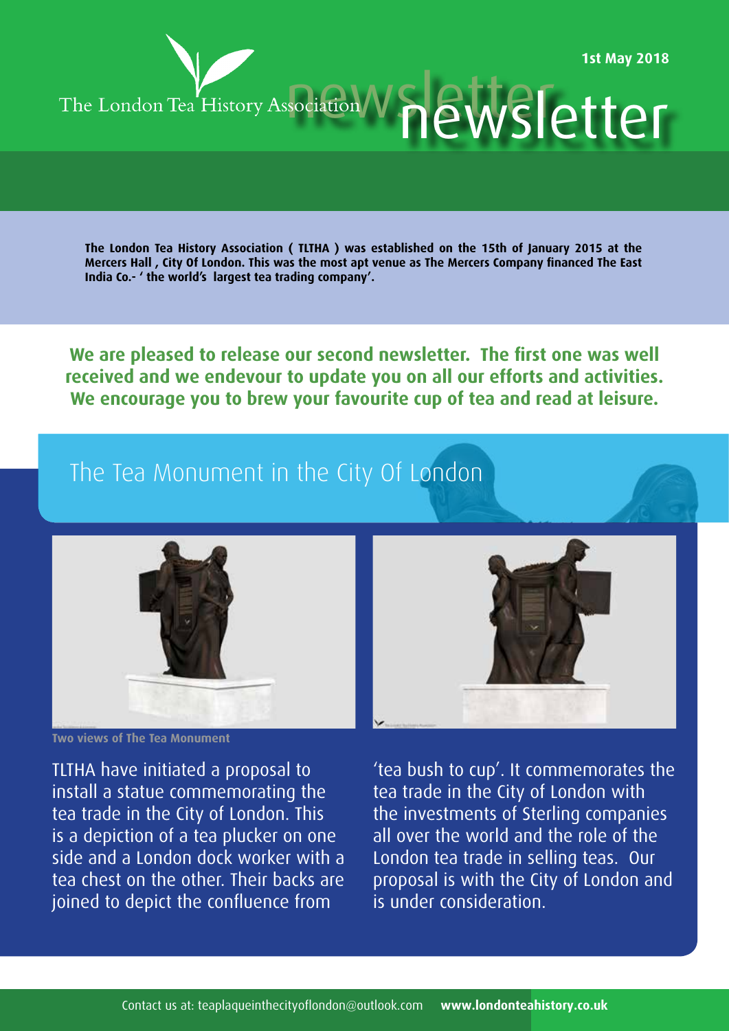The London Tea History Association

1st May 2018

# newsletter

**The London Tea History Association ( TLTHA ) was established on the 15th of January 2015 at the Mercers Hall , City Of London. This was the most apt venue as The Mercers Company financed The East India Co.- ' the world's largest tea trading company'.**

**We are pleased to release our second newsletter. The first one was well received and we endeavour to update you on all our efforts and activities. We encourage you to brew your favourite cup of tea and read at leisure.**

## The Tea Monument in the City Of London

**Two views of The Tea Monument**

TLTHA have initiated a proposal to install a statue commemorating the tea trade in the City of London. This is a depiction of a tea plucker on one side and a London dock worker with a tea chest on the other. Their backs are joined to depict the confluence from 'tea bush to cup'. It commemorates the tea trade in the City of London with the investments of Sterling companies all over the world and the role of the London tea trade in selling teas. Our proposal is with the City of London and is under consideration.

Contact us at: teaplaqueinthecityoflondon@outlook.com **www.londonteahistory.co.uk**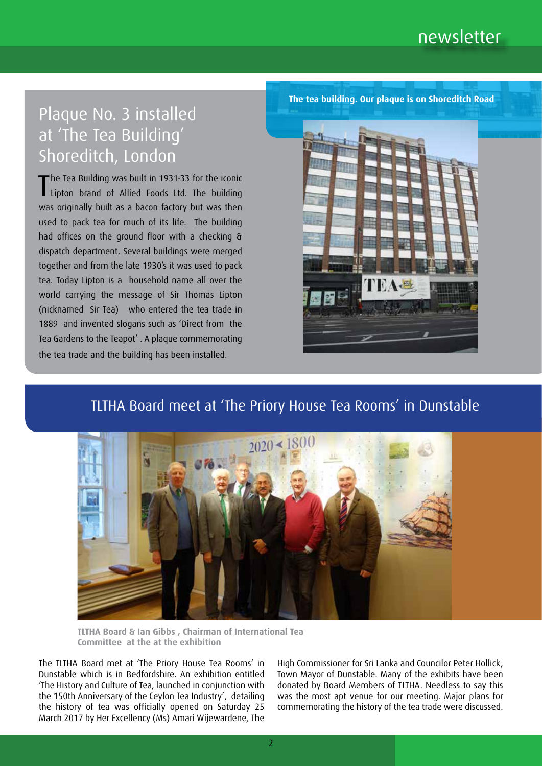## Plaque No. 3 installed at 'The Tea Building' Shoreditch, London

The Tea Building was built in 1931-33 for the iconic Lipton brand of Allied Foods Ltd. The building was originally built as a bacon factory but was then used to pack tea for much of its life. The building had offices on the ground floor with a checking & dispatch department. Several buildings were merged together and from the late 1930's it was used to pack tea. Today Lipton is a household name all over the world carrying the message of Sir Thomas Lipton (nicknamed Sir Tea) who entered the tea trade in 1889 and invented slogans such as 'Direct from the Tea Gardens to the Teapot'. A plaque commemorating the tea trade and the building has been installed.

**The tea building. Our plaque is on Shoreditch Road**

## TLTHA Board meet at 'The Priory House Tea Rooms' in Dunstable

**TLTHA Board & Ian Gibbs , Chairman of International Tea Committee at the at the exhibition**

The TLTHA Board met at 'The Priory House Tea Rooms' in Dunstable which is in Bedfordshire. An exhibition entitled 'The History and Culture of Tea, launched in conjunction with the 150th Anniversary of the Ceylon Tea Industry', detailing the history of tea was officially opened on Saturday 25 March 2017 by Her Excellency (Ms) Amari Wijewardene, The High Commissioner for Sri Lanka and Councilor Peter Hollick, Town Mayor of Dunstable. Many of the exhibits have been donated by Board Members of TLTHA. Needless to say this was the most apt venue for our meeting. Major plans for commemorating the history of the tea trade were discussed.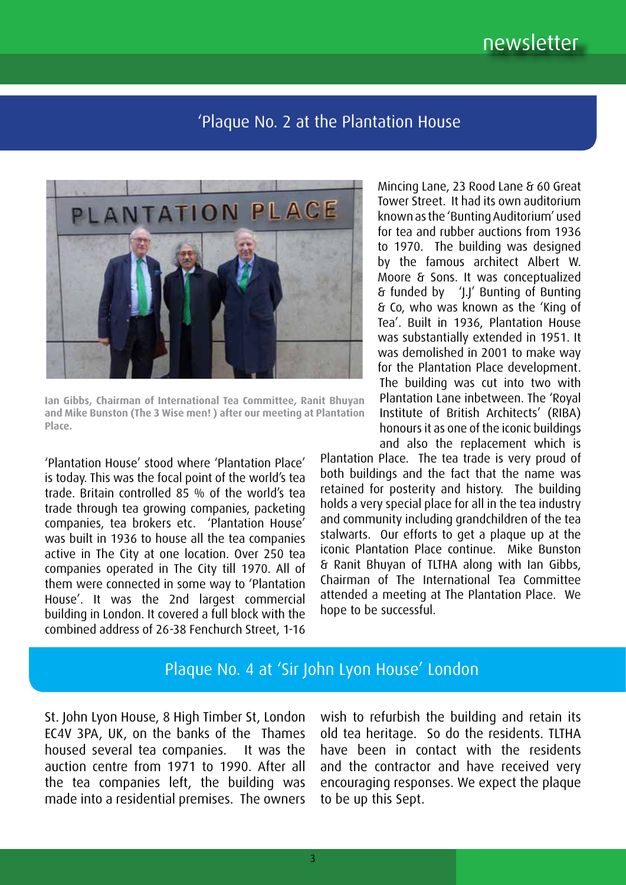## 'Plaque No. 2 at the Plantation House

Ian Gibbs, Chairman of International Tea Committee, Ranit Bhuyan and Mike Bunston (The 3 Wise men! ) after our meeting at Plantation Place.

'Plantation House' stood where 'Plantation Place' is today. This was the focal point of the world's tea trade. Britain controlled 85 % of the world's tea trade through tea growing companies, packeting companies, tea brokers etc. 'Plantation House' was built in 1936 to house all the tea companies active in The City at one location. Over 250 tea companies operated in The City till 1970. All of them were connected in some way to 'Plantation House'. It was the 2nd largest commercial building in London. It covered a full block with the combined address of 26-38 Fenchurch Street, 1-16 Mincing Lane, 23 Rood Lane & 60 Great Tower Street. It had its own auditorium known as the 'Bunting Auditorium' used for tea and rubber auctions from 1936 to 1970. The building was designed by the famous architect Albert W. Moore & Sons. It was conceptualized & funded by 'J.J' Bunting of Bunting & Co, who was known as the 'King of Tea'. Built in 1936, Plantation House was substantially extended in 1951. It was demolished in 2001 to make way for the Plantation Place development. The building was cut into two with Plantation Lane inbetween. The 'Royal Institute of British Architects' (RIBA) honours it as one of the iconic buildings and also the replacement which is Plantation Place. The tea trade is very proud of both buildings and the fact that the name was retained for posterity and history. The building holds a very special place for all in the tea industry and community including grandchildren of the tea stalwarts. Our efforts to get a plaque up at the iconic Plantation Place continue. Mike Bunston & Ranit Bhuyan of TLTHA along with Ian Gibbs, Chairman of The International Tea Committee attended a meeting at The Plantation Place. We hope to be successful.

## Plaque No. 4 at 'Sir John Lyon House' London

St. John Lyon House, 8 High Timber St, London EC4V 3PA, UK, on the banks of the Thames housed several tea companies. It was the auction centre from 1971 to 1990. After all the tea companies left, the building was made into a residential premises. The owners wish to refurbish the building and retain its old tea heritage. So do the residents. TLTHA have been in contact with the residents and the contractor and have received very encouraging responses. We expect the plaque to be up this Sept.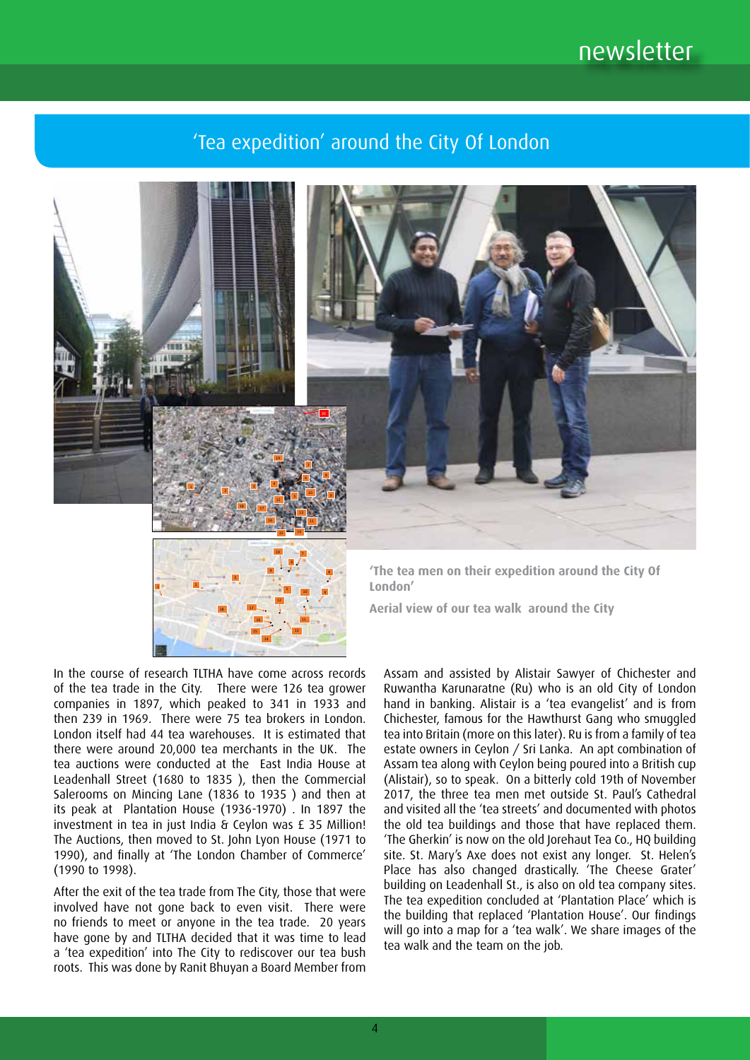## 'Tea expedition' around the City Of London

**'The tea men on their expedition around the City Of London'**

**Aerial view of our tea walk around the City**

In the course of research TLTHA have come across records of the tea trade in the City. There were 126 tea grower companies in 1897, which peaked to 341 in 1933 and then 239 in 1969. There were 75 tea brokers in London. London itself had 44 tea warehouses. It is estimated that there were around 20,000 tea merchants in the UK. The tea auctions were conducted at the East India House at Leadenhall Street (1680 to 1835 ), then the Commercial Salerooms on Mincing Lane (1836 to 1935 ) and then at its peak at Plantation House (1936-1970) . In 1897 the investment in tea in just India & Ceylon was £ 35 Million! The Auctions, then moved to St. John Lyon House (1971 to 1990), and finally at 'The London Chamber of Commerce' (1990 to 1998).

After the exit of the tea trade from The City, those that were involved have not gone back to even visit. There were no friends to meet or anyone in the tea trade. 20 years have gone by and TLTHA decided that it was time to lead a 'tea expedition' into The City to rediscover our tea bush roots. This was done by Ranit Bhuyan a Board Member from Assam and assisted by Alistair Sawyer of Chichester and Ruwantha Karunaratne (Ru) who is an old City of London hand in banking. Alistair is a 'tea evangelist' and is from Chichester, famous for the Hawthurst Gang who smuggled tea into Britain (more on this later). Ru is from a family of tea estate owners in Ceylon / Sri Lanka. An apt combination of Assam tea along with Ceylon being poured into a British cup (Alistair), so to speak. On a bitterly cold 19th of November 2017, the three tea men met outside St. Paul's Cathedral and visited all the 'tea streets' and documented with photos the old tea buildings and those that have replaced them. 'The Gherkin' is now on the old Jorehaut Tea Co., HQ building site. St. Mary's Axe does not exist any longer. St. Helen's Place has also changed drastically. 'The Cheese Grater' building on Leadenhall St., is also on old tea company sites. The tea expedition concluded at 'Plantation Place' which is the building that replaced 'Plantation House'. Our findings will go into a map for a 'tea walk'. We share images of the tea walk and the team on the job.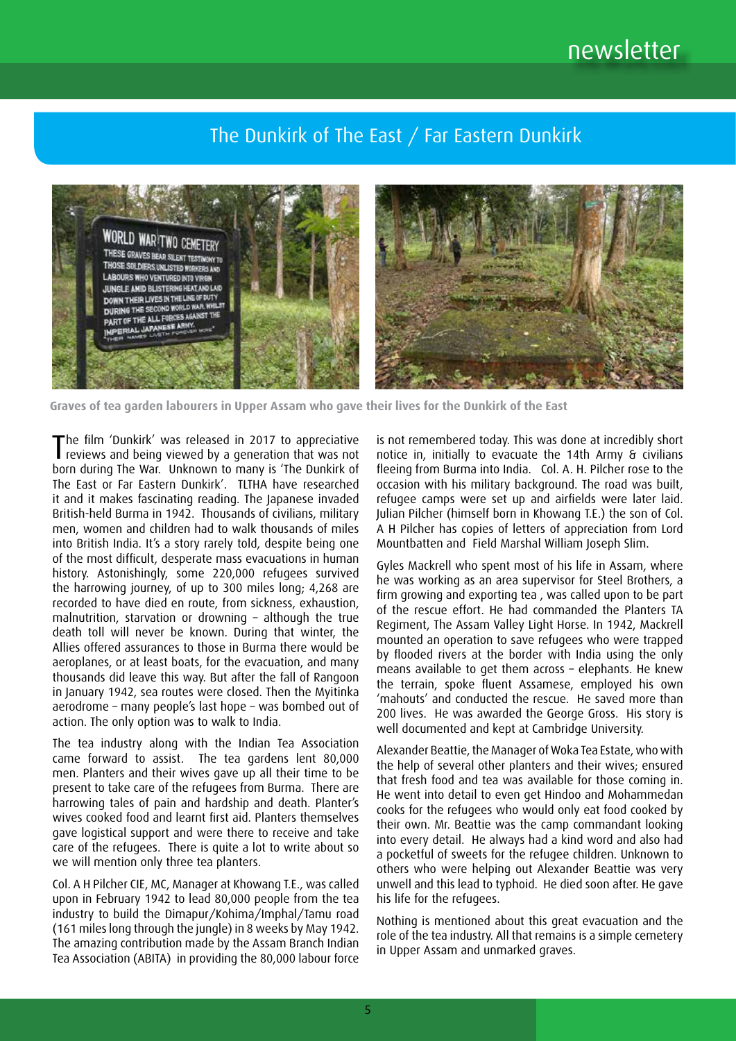# The Dunkirk of The East / Far Eastern Dunkirk

**Graves of tea garden labourers in Upper Assam who gave their lives for the Dunkirk of the East**

The film 'Dunkirk' was released in 2017 to appreciative reviews and being viewed by a generation that was not born during The War. Unknown to many is 'The Dunkirk of The East or Far Eastern Dunkirk'. TLTHA have researched it and it makes fascinating reading. The Japanese invaded British-held Burma in 1942. Thousands of civilians, military men, women and children had to walk thousands of miles into British India. It's a story rarely told, despite being one of the most difficult, desperate mass evacuations in human history. Astonishingly, some 220,000 refugees survived the harrowing journey, of up to 300 miles long; 4,268 are recorded to have died en route, from sickness, exhaustion, malnutrition, starvation or drowning – although the true death toll will never be known. During that winter, the Allies offered assurances to those in Burma there would be aeroplanes, or at least boats, for the evacuation, and many thousands did leave this way. But after the fall of Rangoon in January 1942, sea routes were closed. Then the Myitinka aerodrome – many people's last hope – was bombed out of action. The only option was to walk to India.

The tea industry along with the Indian Tea Association came forward to assist. The tea gardens lent 80,000 men. Planters and their wives gave up all their time to be present to take care of the refugees from Burma. There are harrowing tales of pain and hardship and death. Planter's wives cooked food and learnt first aid. Planters themselves gave logistical support and were there to receive and take care of the refugees. There is quite a lot to write about so we will mention only three tea planters.

Col. A H Pilcher CIE, MC, Manager at Khowang T.E., was called upon in February 1942 to lead 80,000 people from the tea industry to build the Dimapur/Kohima/Imphal/Tamu road (161 miles long through the jungle) in 8 weeks by May 1942. The amazing contribution made by the Assam Branch Indian Tea Association (ABITA) in providing the 80,000 labour force is not remembered today. This was done at incredibly short notice in, initially to evacuate the 14th Army & civilians fleeing from Burma into India. Col. A. H. Pilcher rose to the occasion with his military background. The road was built, refugee camps were set up and airfields were later laid. Julian Pilcher (himself born in Khowang T.E.) the son of Col. A H Pilcher has copies of letters of appreciation from Lord Mountbatten and Field Marshal William Joseph Slim.

Gyles Mackrell who spent most of his life in Assam, where he was working as an area supervisor for Steel Brothers, a firm growing and exporting tea , was called upon to be part of the rescue effort. He had commanded the Planters TA Regiment, The Assam Valley Light Horse. In 1942, Mackrell mounted an operation to save refugees who were trapped by flooded rivers at the border with India using the only means available to get them across – elephants. He knew the terrain, spoke fluent Assamese, employed his own 'mahouts' and conducted the rescue. He saved more than 200 lives. He was awarded the George Gross. His story is well documented and kept at Cambridge University.

Alexander Beattie, the Manager of Woka Tea Estate, who with the help of several other planters and their wives; ensured that fresh food and tea was available for those coming in. He went into detail to even get Hindoo and Mohammedan cooks for the refugees who would only eat food cooked by their own. Mr. Beattie was the camp commandant looking into every detail. He always had a kind word and also had a pocketful of sweets for the refugee children. Unknown to others who were helping out Alexander Beattie was very unwell and this lead to typhoid. He died soon after. He gave his life for the refugees.

Nothing is mentioned about this great evacuation and the role of the tea industry. All that remains is a simple cemetery in Upper Assam and unmarked graves.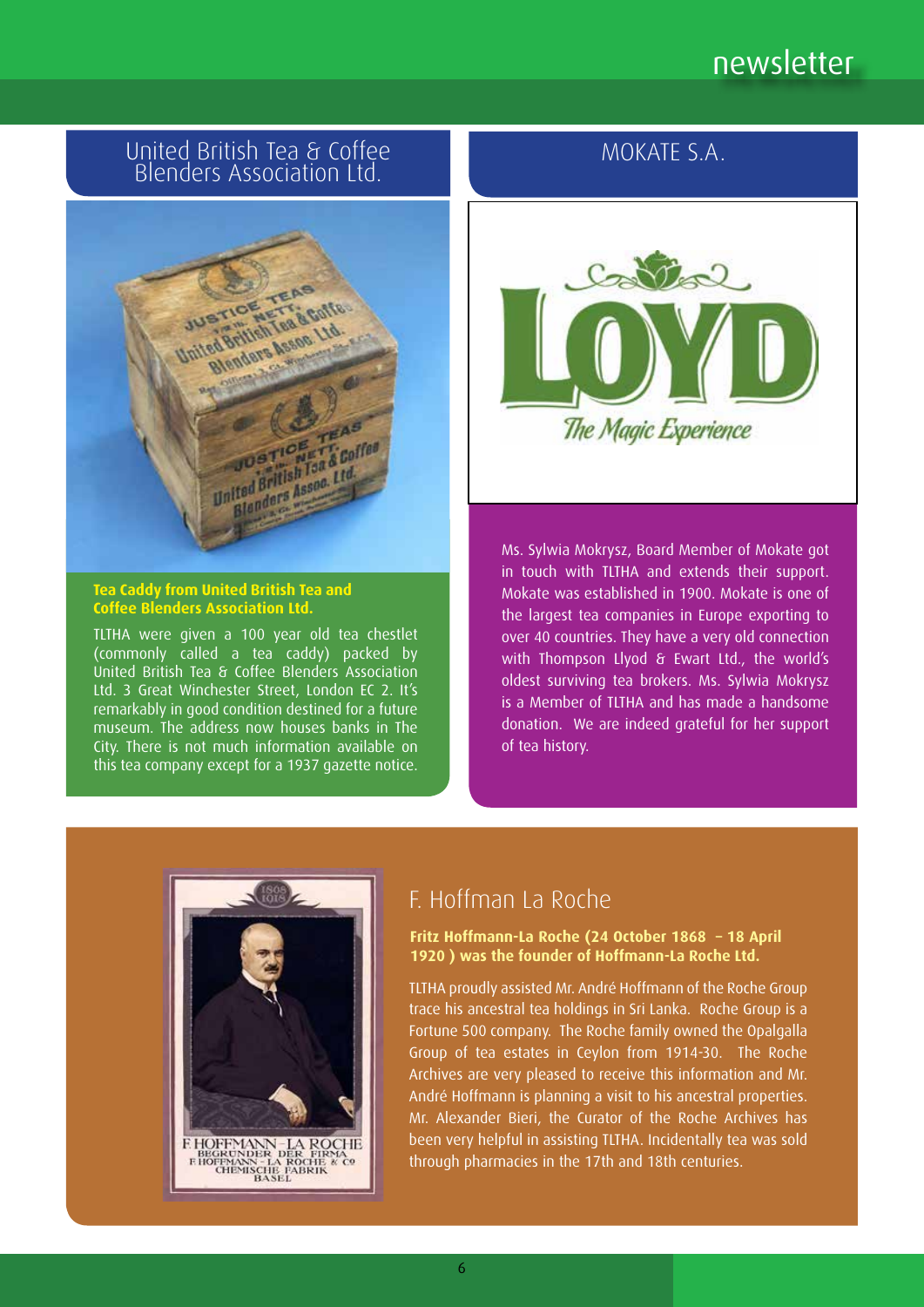## United British Tea & Coffee Blenders Association Ltd.

**Tea Caddy from United British Tea and Coffee Blenders Association Ltd.**

TLTHA were given a 100 year old tea chestlet (commonly called a tea caddy) packed by United British Tea & Coffee Blenders Association Ltd. 3 Great Winchester Street, London EC 2. It's remarkably in good condition destined for a future museum. The address now houses banks in The City. There is not much information available on this tea company except for a 1937 gazette notice.

## MOKATE S.A.

Ms. Sylwia Mokrysz, Board Member of Mokate got in touch with TLTHA and extends their support. Mokate was established in 1900. Mokate is one of the largest tea companies in Europe exporting to over 40 countries. They have a very old connection with Thompson Llyod & Ewart Ltd., the world's oldest surviving tea brokers. Ms. Sylwia Mokrysz is a Member of TLTHA and has made a handsome donation. We are indeed grateful for her support of tea history.

## F. Hoffman La Roche

**Fritz Hoffmann-La Roche (24 October 1868 – 18 April 1920 ) was the founder of Hoffmann-La Roche Ltd.**

TLTHA proudly assisted Mr. André Hoffmann of the Roche Group trace his ancestral tea holdings in Sri Lanka. Roche Group is a Fortune 500 company. The Roche family owned the Opalgalla Group of tea estates in Ceylon from 1914-30. The Roche Archives are very pleased to receive this information and Mr. André Hoffmann is planning a visit to his ancestral properties. Mr. Alexander Bieri, the Curator of the Roche Archives has been very helpful in assisting TLTHA. Incidentally tea was sold through pharmacies in the 17th and 18th centuries.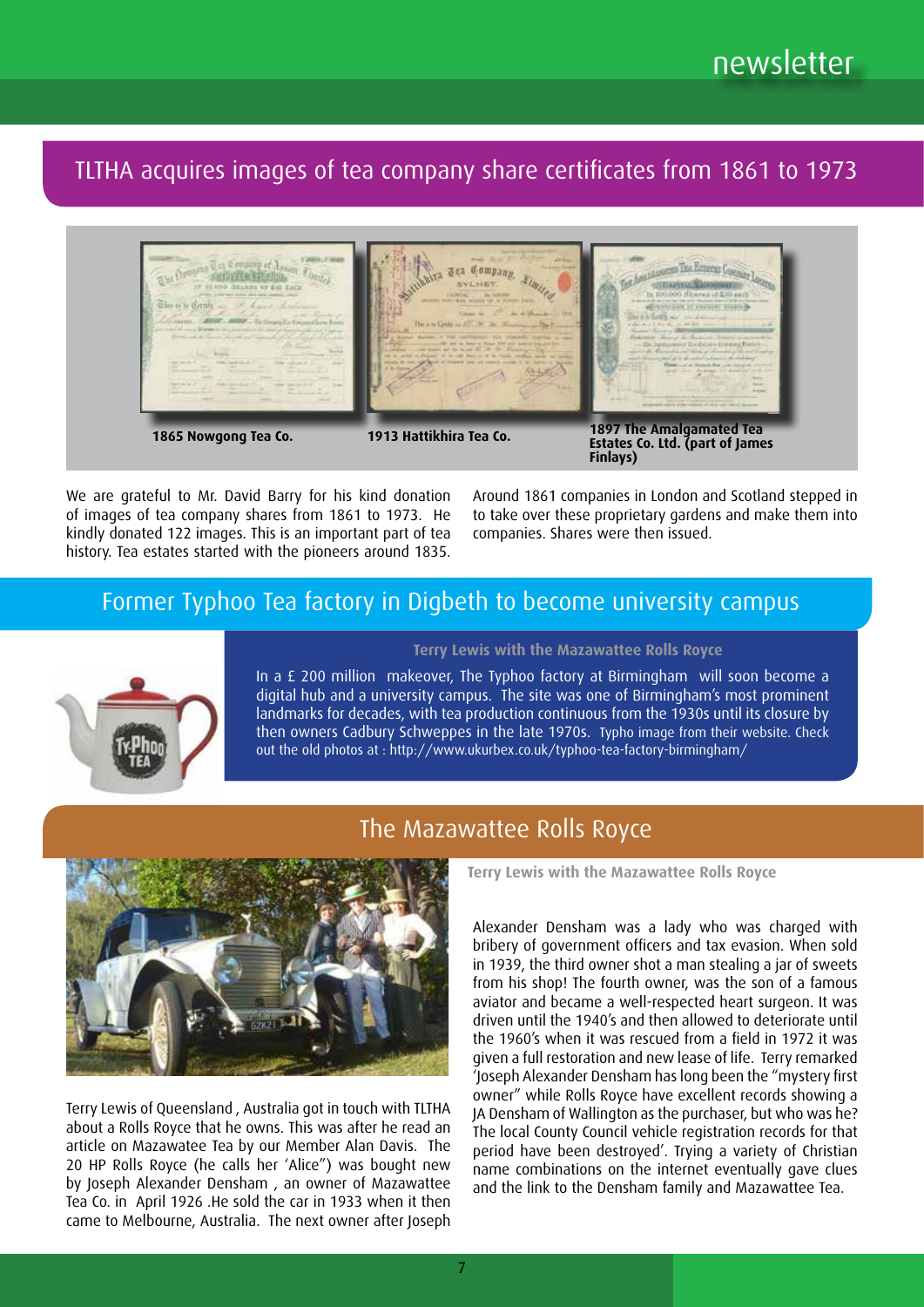## TLTHA acquires images of tea company share certificates from 1861 to 1973

**1865 Nowgong Tea Co.**

**1913 Hattikhira Tea Co.**

**1897 The Amalgamated Tea Estates Co. Ltd. (part of James Finlays)**

We are grateful to Mr. David Barry for his kind donation of images of tea company shares from 1861 to 1973. He kindly donated 122 images. This is an important part of tea history. Tea estates started with the pioneers around 1835. Around 1861 companies in London and Scotland stepped in to take over these proprietary gardens and make them into companies. Shares were then issued.

## Former Typhoo Tea factory in Digbeth to become university campus

**Terry Lewis with the Mazawattee Rolls Royce**

In a £ 200 million makeover, The Typhoo factory at Birmingham will soon become a digital hub and a university campus. The site was one of Birmingham's most prominent landmarks for decades, with tea production continuous from the 1930s until its closure by then owners Cadbury Schweppes in the late 1970s. Typho image from their website. Check out the old photos at : http://www.ukurbex.co.uk/typhoo-tea-factory-birmingham/

## The Mazawattee Rolls Royce

**Terry Lewis with the Mazawattee Rolls Royce**

Terry Lewis of Queensland , Australia got in touch with TLTHA about a Rolls Royce that he owns. This was after he read an article on Mazawatee Tea by our Member Alan Davis. The 20 HP Rolls Royce (he calls her 'Alice") was bought new by Joseph Alexander Densham , an owner of Mazawattee Tea Co. in April 1926 .He sold the car in 1933 when it then came to Melbourne, Australia. The next owner after Joseph Alexander Densham was a lady who was charged with bribery of government officers and tax evasion. When sold in 1939, the third owner shot a man stealing a jar of sweets from his shop! The fourth owner, was the son of a famous aviator and became a well-respected heart surgeon. It was driven until the 1940's and then allowed to deteriorate until the 1960's when it was rescued from a field in 1972 it was given a full restoration and new lease of life. Terry remarked 'Joseph Alexander Densham has long been the "mystery first owner" while Rolls Royce have excellent records showing a JA Densham of Wallington as the purchaser, but who was he? The local County Council vehicle registration records for that period have been destroyed'. Trying a variety of Christian name combinations on the internet eventually gave clues and the link to the Densham family and Mazawattee Tea.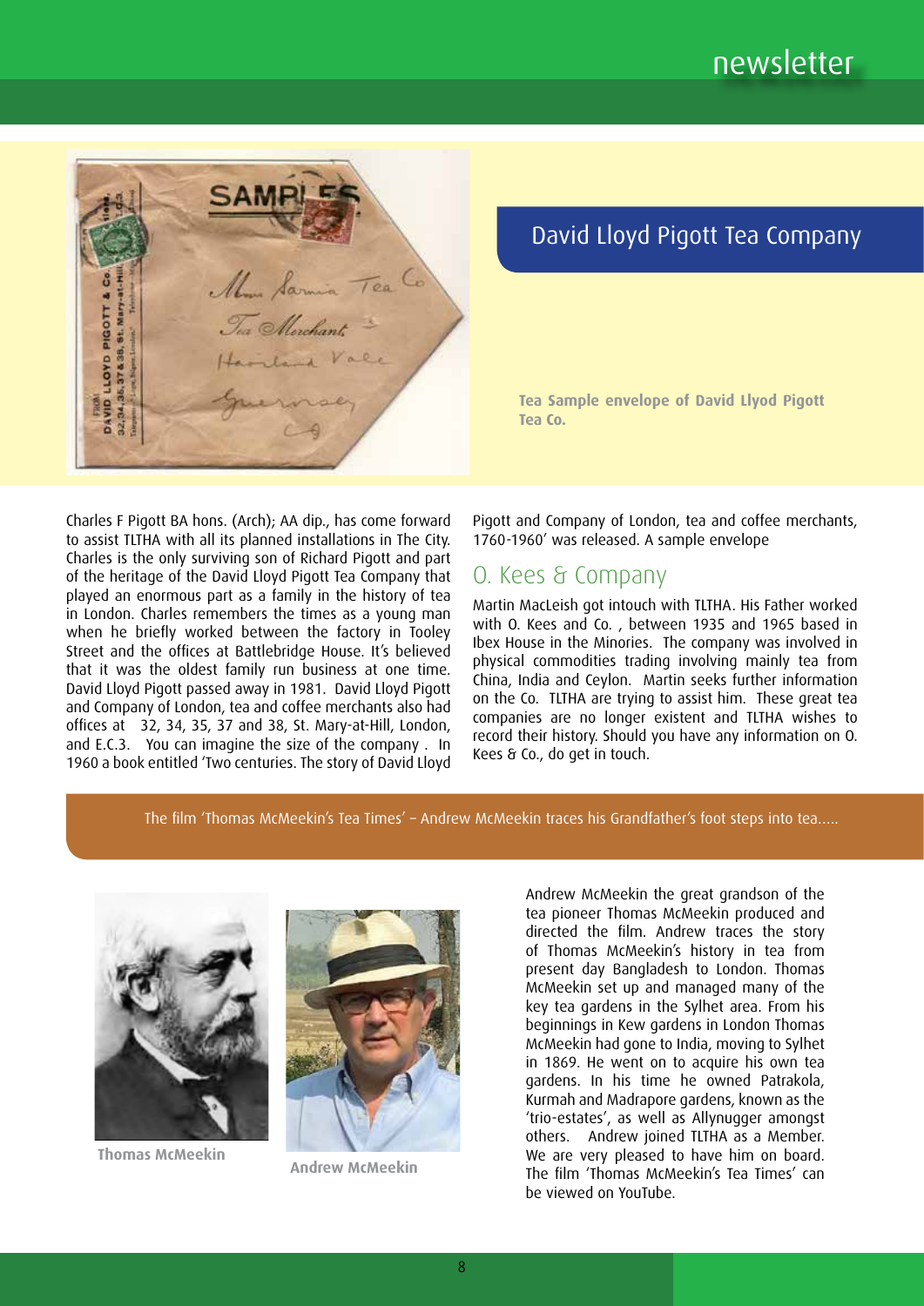## David Lloyd Pigott Tea Company

**Tea Sample envelope of David Llyod Pigott Tea Co.**

Charles F Pigott BA hons. (Arch); AA dip., has come forward to assist TLTHA with all its planned installations in The City. Charles is the only surviving son of Richard Pigott and part of the heritage of the David Lloyd Pigott Tea Company that played an enormous part as a family in the history of tea in London. Charles remembers the times as a young man when he briefly worked between the factory in Tooley Street and the offices at Battlebridge House. It's believed that it was the oldest family run business at one time. David Lloyd Pigott passed away in 1981. David Lloyd Pigott and Company of London, tea and coffee merchants also had offices at 32, 34, 35, 37 and 38, St. Mary-at-Hill, London, and E.C.3. You can imagine the size of the company . In 1960 a book entitled 'Two centuries. The story of David Lloyd Pigott and Company of London, tea and coffee merchants, 1760-1960' was released. A sample envelope

## O. Kees & Company

Martin MacLeish got intouch with TLTHA. His Father worked with O. Kees and Co. , between 1935 and 1965 based in Ibex House in the Minories. The company was involved in physical commodities trading involving mainly tea from China, India and Ceylon. Martin seeks further information on the Co. TLTHA are trying to assist him. These great tea companies are no longer existent and TLTHA wishes to record their history. Should you have any information on O. Kees & Co., do get in touch.

## The film 'Thomas McMeekin's Tea Times' – Andrew McMeekin traces his Grandfather's foot steps into tea.....

**Thomas McMeekin**

**Andrew McMeekin**

Andrew McMeekin the great grandson of the tea pioneer Thomas McMeekin produced and directed the film. Andrew traces the story of Thomas McMeekin's history in tea from present day Bangladesh to London. Thomas McMeekin set up and managed many of the key tea gardens in the Sylhet area. From his beginnings in Kew gardens in London Thomas McMeekin had gone to India, moving to Sylhet in 1869. He went on to acquire his own tea gardens. In his time he owned Patrakola, Kurmah and Madrapore gardens, known as the 'trio-estates', as well as Allynugger amongst others. Andrew joined TLTHA as a Member. We are very pleased to have him on board. The film 'Thomas McMeekin's Tea Times' can be viewed on YouTube.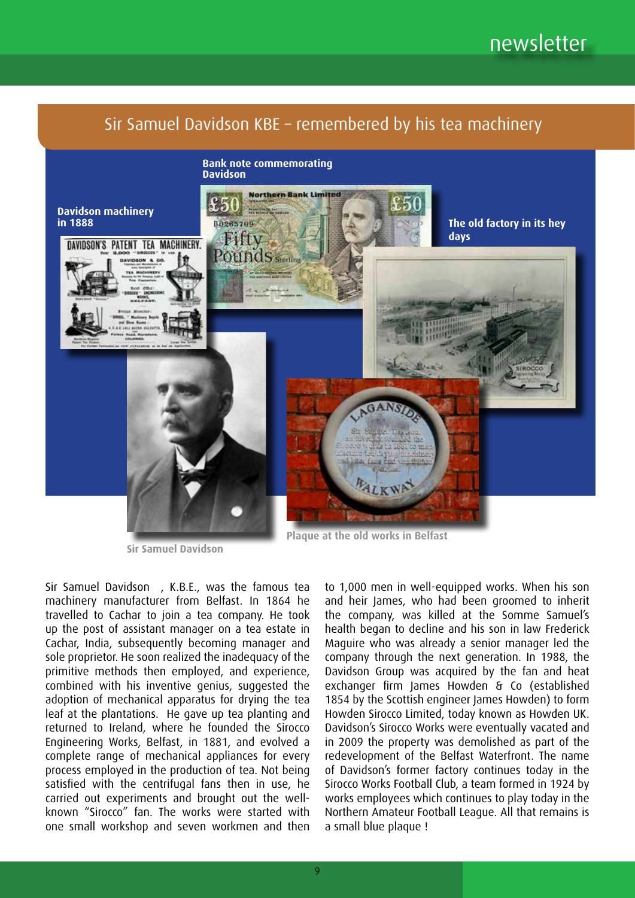## Sir Samuel Davidson KBE – remembered by his tea machinery

Bank note commemorating Davidson

Davidson machinery in 1888

The old factory in its hey days

Plaque at the old works in Belfast

Sir Samuel Davidson

Sir Samuel Davidson , K.B.E., was the famous tea machinery manufacturer from Belfast. In 1864 he travelled to Cachar to join a tea company. He took up the post of assistant manager on a tea estate in Cachar, India, subsequently becoming manager and sole proprietor. He soon realized the inadequacy of the primitive methods then employed, and experience, combined with his inventive genius, suggested the adoption of mechanical apparatus for drying the tea leaf at the plantations. He gave up tea planting and returned to Ireland, where he founded the Sirocco Engineering Works, Belfast, in 1881, and evolved a complete range of mechanical appliances for every process employed in the production of tea. Not being satisfied with the centrifugal fans then in use, he carried out experiments and brought out the well-known "Sirocco" fan. The works were started with one small workshop and seven workmen and then to 1,000 men in well-equipped works. When his son and heir James, who had been groomed to inherit the company, was killed at the Somme Samuel's health began to decline and his son in law Frederick Maguire who was already a senior manager led the company through the next generation. In 1988, the Davidson Group was acquired by the fan and heat exchanger firm James Howden & Co (established 1854 by the Scottish engineer James Howden) to form Howden Sirocco Limited, today known as Howden UK. Davidson's Sirocco Works were eventually vacated and in 2009 the property was demolished as part of the redevelopment of the Belfast Waterfront. The name of Davidson's former factory continues today in the Sirocco Works Football Club, a team formed in 1924 by works employees which continues to play today in the Northern Amateur Football League. All that remains is a small blue plaque !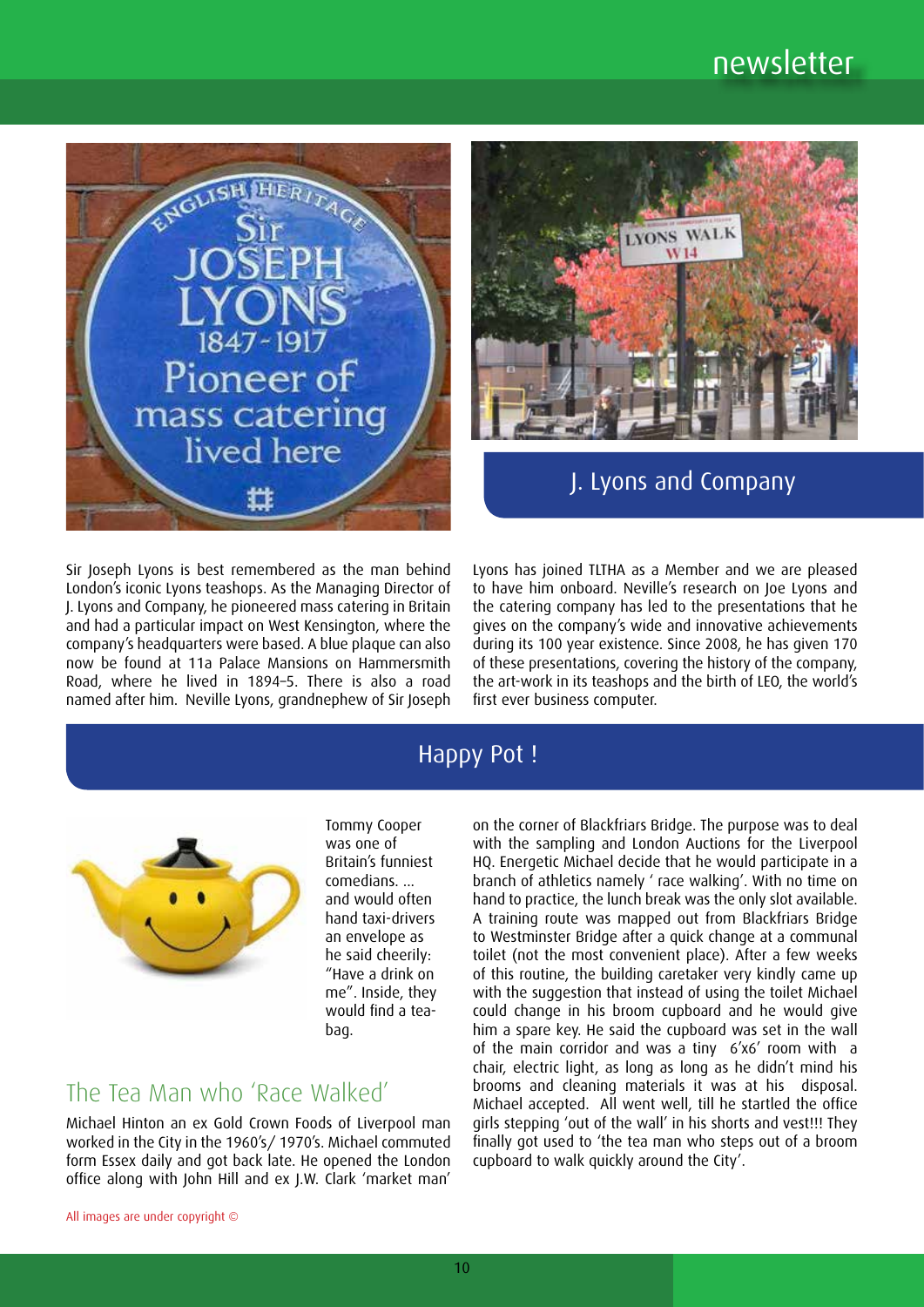## J. Lyons and Company

Sir Joseph Lyons is best remembered as the man behind London's iconic Lyons teashops. As the Managing Director of J. Lyons and Company, he pioneered mass catering in Britain and had a particular impact on West Kensington, where the company's headquarters were based. A blue plaque can also now be found at 11a Palace Mansions on Hammersmith Road, where he lived in 1894–5. There is also a road named after him. Neville Lyons, grandnephew of Sir Joseph Lyons has joined TLTHA as a Member and we are pleased to have him onboard. Neville's research on Joe Lyons and the catering company has led to the presentations that he gives on the company's wide and innovative achievements during its 100 year existence. Since 2008, he has given 170 of these presentations, covering the history of the company, the art-work in its teashops and the birth of LEO, the world's first ever business computer.

## Happy Pot !

Tommy Cooper was one of Britain's funniest comedians. ... and would often hand taxi-drivers an envelope as he said cheerily: "Have a drink on me". Inside, they would find a tea-bag.

## The Tea Man who 'Race Walked'

Michael Hinton an ex Gold Crown Foods of Liverpool man worked in the City in the 1960's/ 1970's. Michael commuted form Essex daily and got back late. He opened the London office along with John Hill and ex J.W. Clark 'market man' on the corner of Blackfriars Bridge. The purpose was to deal with the sampling and London Auctions for the Liverpool HQ. Energetic Michael decide that he would participate in a branch of athletics namely ' race walking'. With no time on hand to practice, the lunch break was the only slot available. A training route was mapped out from Blackfriars Bridge to Westminster Bridge after a quick change at a communal toilet (not the most convenient place). After a few weeks of this routine, the building caretaker very kindly came up with the suggestion that instead of using the toilet Michael could change in his broom cupboard and he would give him a spare key. He said the cupboard was set in the wall of the main corridor and was a tiny 6'x6' room with a chair, electric light, as long as long as he didn't mind his brooms and cleaning materials it was at his disposal. Michael accepted. All went well, till he startled the office girls stepping 'out of the wall' in his shorts and vest!!! They finally got used to 'the tea man who steps out of a broom cupboard to walk quickly around the City'.

All images are under copyright ©